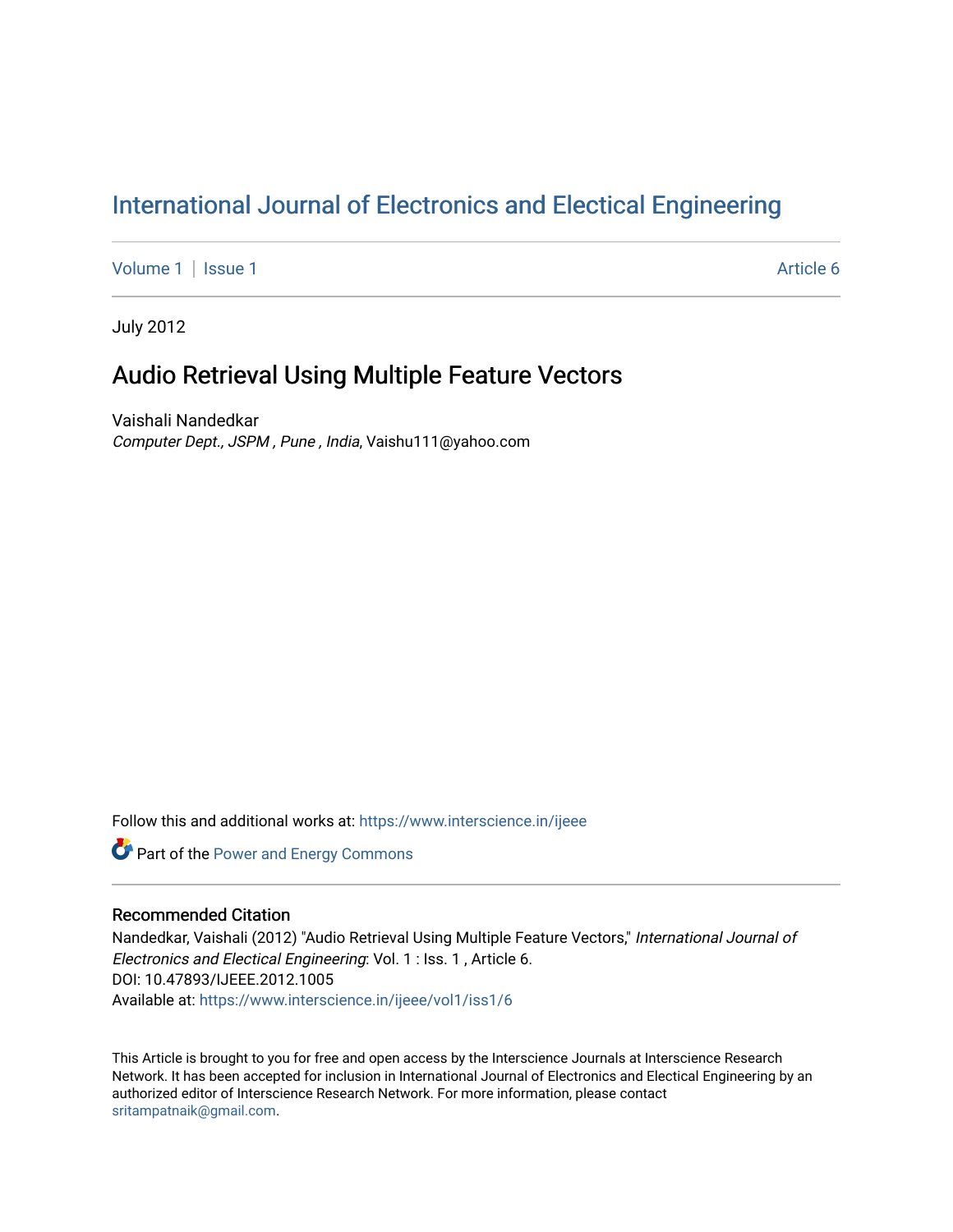# International Journal of Electronics and Electical Engineering

Volume 1 | Issue 1 Article 6

July 2012

## Audio Retrieval Using Multiple Feature Vectors

Vaishali Nandedkar
*Computer Dept., JSPM , Pune , India*, Vaishu111@yahoo.com

Follow this and additional works at: https://www.interscience.in/ijeee

Part of the Power and Energy Commons

### Recommended Citation

Nandedkar, Vaishali (2012) "Audio Retrieval Using Multiple Feature Vectors," *International Journal of Electronics and Electical Engineering*: Vol. 1 : Iss. 1 , Article 6.
DOI: 10.47893/IJEEE.2012.1005
Available at: https://www.interscience.in/ijeee/vol1/iss1/6

This Article is brought to you for free and open access by the Interscience Journals at Interscience Research Network. It has been accepted for inclusion in International Journal of Electronics and Electical Engineering by an authorized editor of Interscience Research Network. For more information, please contact sritampatnaik@gmail.com.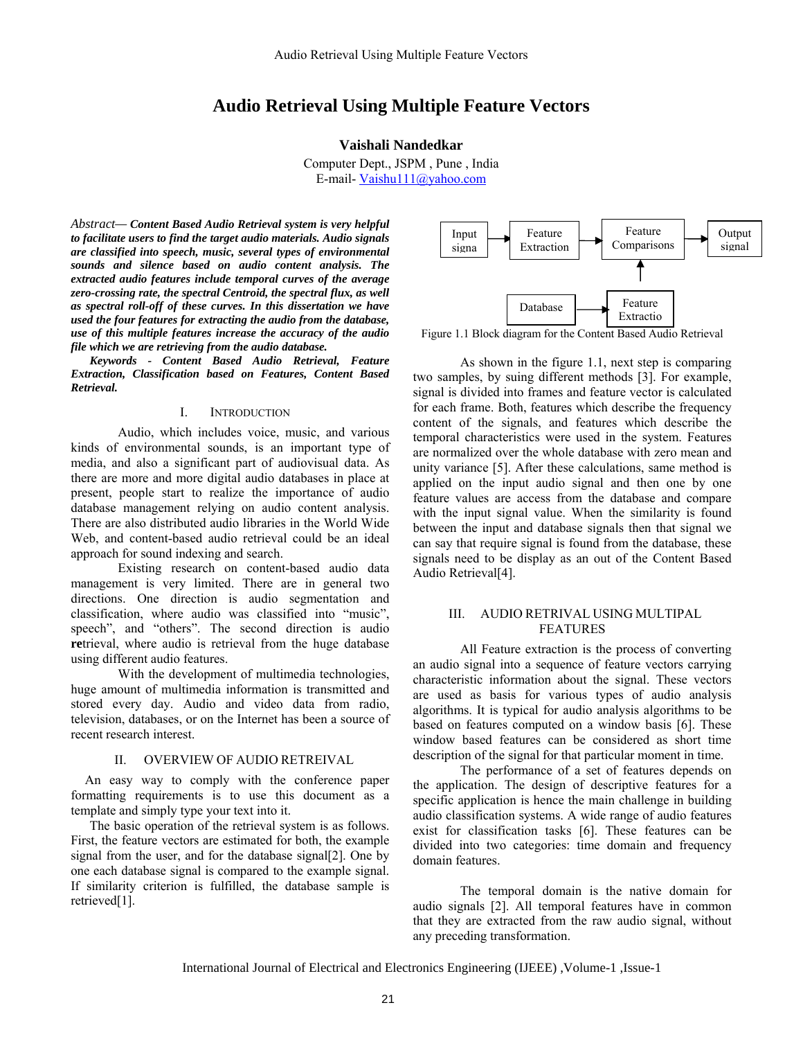# Audio Retrieval Using Multiple Feature Vectors

**Vaishali Nandedkar**

Computer Dept., JSPM , Pune , India
E-mail- Vaishu111@yahoo.com

*Abstract*— ***Content Based Audio Retrieval system is very helpful to facilitate users to find the target audio materials. Audio signals are classified into speech, music, several types of environmental sounds and silence based on audio content analysis. The extracted audio features include temporal curves of the average zero-crossing rate, the spectral Centroid, the spectral flux, as well as spectral roll-off of these curves. In this dissertation we have used the four features for extracting the audio from the database, use of this multiple features increase the accuracy of the audio file which we are retrieving from the audio database.***

***Keywords - Content Based Audio Retrieval, Feature Extraction, Classification based on Features, Content Based Retrieval.***

## I. Introduction

Audio, which includes voice, music, and various kinds of environmental sounds, is an important type of media, and also a significant part of audiovisual data. As there are more and more digital audio databases in place at present, people start to realize the importance of audio database management relying on audio content analysis. There are also distributed audio libraries in the World Wide Web, and content-based audio retrieval could be an ideal approach for sound indexing and search.

Existing research on content-based audio data management is very limited. There are in general two directions. One direction is audio segmentation and classification, where audio was classified into "music", speech", and "others". The second direction is audio **re**trieval, where audio is retrieval from the huge database using different audio features.

With the development of multimedia technologies, huge amount of multimedia information is transmitted and stored every day. Audio and video data from radio, television, databases, or on the Internet has been a source of recent research interest.

## II. OVERVIEW OF AUDIO RETREIVAL

An easy way to comply with the conference paper formatting requirements is to use this document as a template and simply type your text into it.

The basic operation of the retrieval system is as follows. First, the feature vectors are estimated for both, the example signal from the user, and for the database signal[2]. One by one each database signal is compared to the example signal. If similarity criterion is fulfilled, the database sample is retrieved[1].

Input signa → Feature Extraction → Feature Comparisons → Output signal

Database → Feature Extractio → Feature Comparisons

Figure 1.1 Block diagram for the Content Based Audio Retrieval

As shown in the figure 1.1, next step is comparing two samples, by suing different methods [3]. For example, signal is divided into frames and feature vector is calculated for each frame. Both, features which describe the frequency content of the signals, and features which describe the temporal characteristics were used in the system. Features are normalized over the whole database with zero mean and unity variance [5]. After these calculations, same method is applied on the input audio signal and then one by one feature values are access from the database and compare with the input signal value. When the similarity is found between the input and database signals then that signal we can say that require signal is found from the database, these signals need to be display as an out of the Content Based Audio Retrieval[4].

## III. AUDIO RETRIVAL USING MULTIPAL FEATURES

All Feature extraction is the process of converting an audio signal into a sequence of feature vectors carrying characteristic information about the signal. These vectors are used as basis for various types of audio analysis algorithms. It is typical for audio analysis algorithms to be based on features computed on a window basis [6]. These window based features can be considered as short time description of the signal for that particular moment in time.

The performance of a set of features depends on the application. The design of descriptive features for a specific application is hence the main challenge in building audio classification systems. A wide range of audio features exist for classification tasks [6]. These features can be divided into two categories: time domain and frequency domain features.

The temporal domain is the native domain for audio signals [2]. All temporal features have in common that they are extracted from the raw audio signal, without any preceding transformation.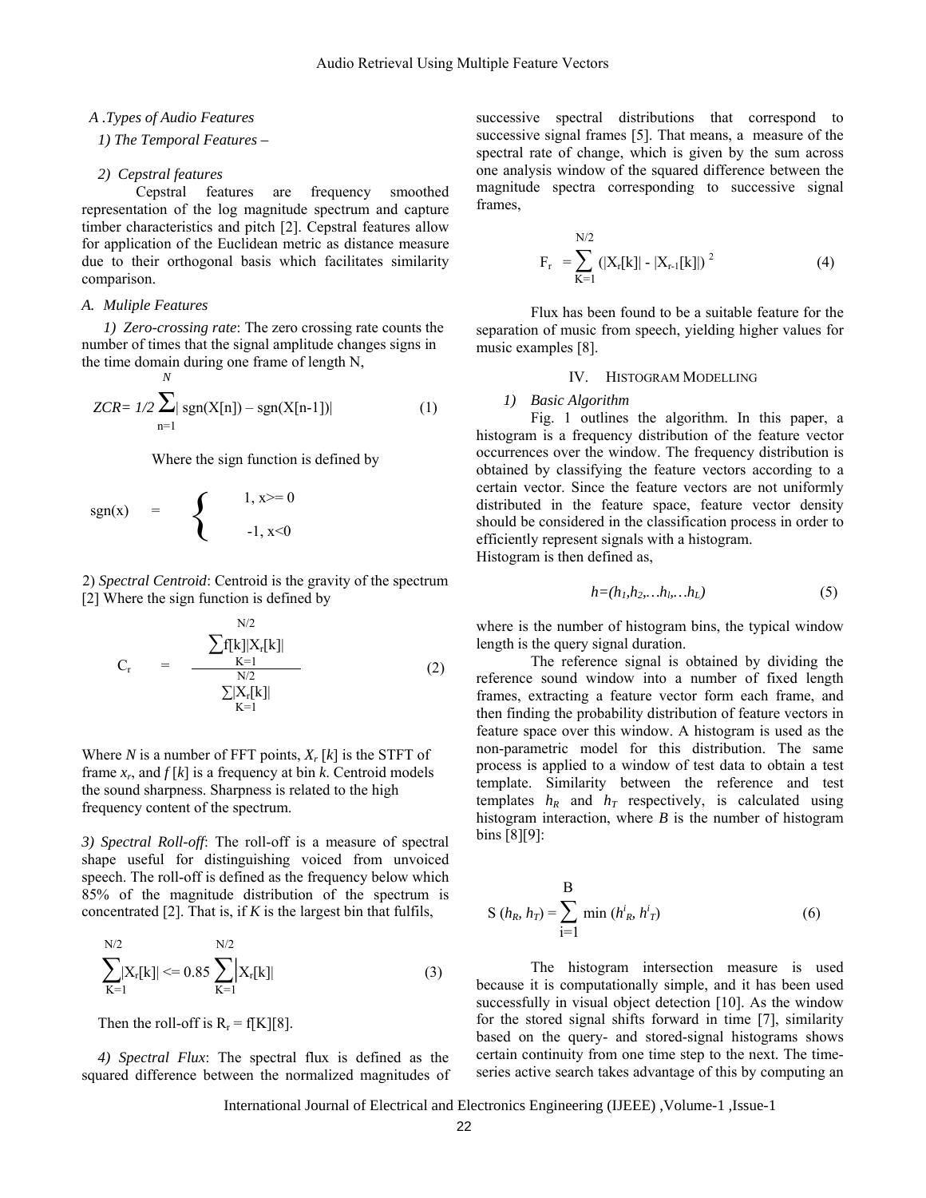*A .Types of Audio Features*

*1) The Temporal Features –*

*2) Cepstral features*

Cepstral features are frequency smoothed representation of the log magnitude spectrum and capture timber characteristics and pitch [2]. Cepstral features allow for application of the Euclidean metric as distance measure due to their orthogonal basis which facilitates similarity comparison.

*A. Muliple Features*

*1) Zero-crossing rate*: The zero crossing rate counts the number of times that the signal amplitude changes signs in the time domain during one frame of length N,

$$ZCR= 1/2 \sum_{n=1}^{N} | \text{sgn}(X[n]) - \text{sgn}(X[n-1])| \quad (1)$$

Where the sign function is defined by

$$\text{sgn}(x) = \begin{cases} 1, & x>= 0 \\ -1, & x<0 \end{cases}$$

2) *Spectral Centroid*: Centroid is the gravity of the spectrum [2] Where the sign function is defined by

$$C_r = \frac{\sum_{K=1}^{N/2} f[k]|X_r[k]|}{\sum_{K=1}^{N/2} |X_r[k]|} \quad (2)$$

Where $N$ is a number of FFT points, $X_r [k]$ is the STFT of frame $x_r$, and $f [k]$ is a frequency at bin $k$. Centroid models the sound sharpness. Sharpness is related to the high frequency content of the spectrum.

*3) Spectral Roll-off*: The roll-off is a measure of spectral shape useful for distinguishing voiced from unvoiced speech. The roll-off is defined as the frequency below which 85% of the magnitude distribution of the spectrum is concentrated [2]. That is, if $K$ is the largest bin that fulfils,

$$\sum_{K=1}^{N/2} |X_r[k]| <= 0.85 \sum_{K=1}^{N/2} |X_r[k]| \quad (3)$$

Then the roll-off is $R_r = f[K]$[8].

*4) Spectral Flux*: The spectral flux is defined as the squared difference between the normalized magnitudes of successive spectral distributions that correspond to successive signal frames [5]. That means, a measure of the spectral rate of change, which is given by the sum across one analysis window of the squared difference between the magnitude spectra corresponding to successive signal frames,

$$F_r = \sum_{K=1}^{N/2} (|X_r[k]| - |X_{r-1}[k]|)^2 \quad (4)$$

Flux has been found to be a suitable feature for the separation of music from speech, yielding higher values for music examples [8].

## IV. Histogram Modelling

*1) Basic Algorithm*

Fig. 1 outlines the algorithm. In this paper, a histogram is a frequency distribution of the feature vector occurrences over the window. The frequency distribution is obtained by classifying the feature vectors according to a certain vector. Since the feature vectors are not uniformly distributed in the feature space, feature vector density should be considered in the classification process in order to efficiently represent signals with a histogram.

Histogram is then defined as,

$$h=(h_1,h_2,\ldots h_l,\ldots h_L) \quad (5)$$

where is the number of histogram bins, the typical window length is the query signal duration.

The reference signal is obtained by dividing the reference sound window into a number of fixed length frames, extracting a feature vector form each frame, and then finding the probability distribution of feature vectors in feature space over this window. A histogram is used as the non-parametric model for this distribution. The same process is applied to a window of test data to obtain a test template. Similarity between the reference and test templates $h_R$ and $h_T$ respectively, is calculated using histogram interaction, where $B$ is the number of histogram bins [8][9]:

$$S(h_R, h_T) = \sum_{i=1}^{B} \min(h^i_R, h^i_T) \quad (6)$$

The histogram intersection measure is used because it is computationally simple, and it has been used successfully in visual object detection [10]. As the window for the stored signal shifts forward in time [7], similarity based on the query- and stored-signal histograms shows certain continuity from one time step to the next. The time-series active search takes advantage of this by computing an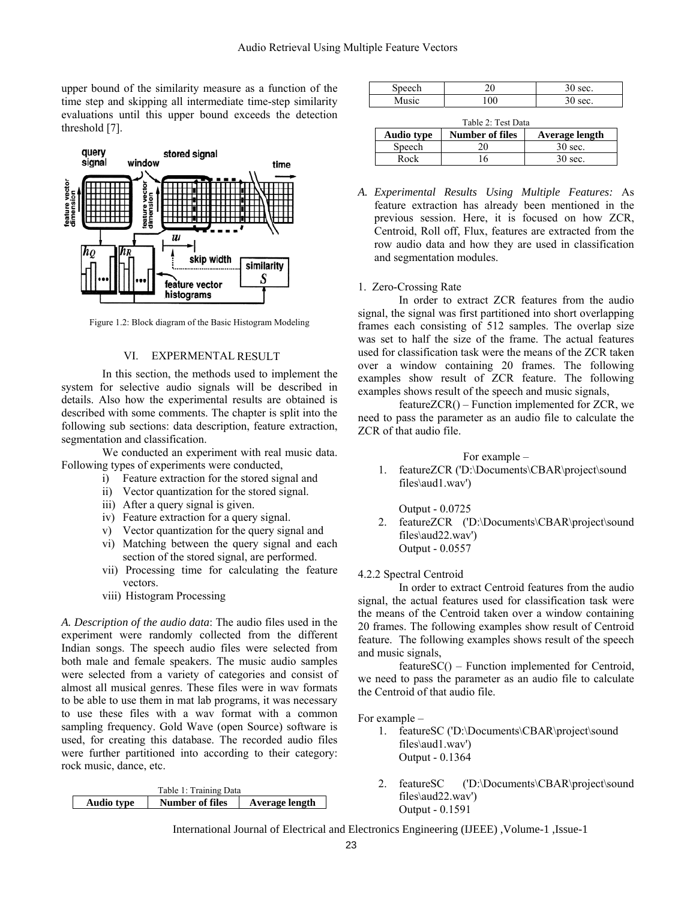upper bound of the similarity measure as a function of the time step and skipping all intermediate time-step similarity evaluations until this upper bound exceeds the detection threshold [7].

Figure 1.2: Block diagram of the Basic Histogram Modeling

## VI. EXPERMENTAL RESULT

In this section, the methods used to implement the system for selective audio signals will be described in details. Also how the experimental results are obtained is described with some comments. The chapter is split into the following sub sections: data description, feature extraction, segmentation and classification.

We conducted an experiment with real music data. Following types of experiments were conducted,

i) Feature extraction for the stored signal and
ii) Vector quantization for the stored signal.
iii) After a query signal is given.
iv) Feature extraction for a query signal.
v) Vector quantization for the query signal and
vi) Matching between the query signal and each section of the stored signal, are performed.
vii) Processing time for calculating the feature vectors.
viii) Histogram Processing

*A. Description of the audio data*: The audio files used in the experiment were randomly collected from the different Indian songs. The speech audio files were selected from both male and female speakers. The music audio samples were selected from a variety of categories and consist of almost all musical genres. These files were in wav formats to be able to use them in mat lab programs, it was necessary to use these files with a wav format with a common sampling frequency. Gold Wave (open Source) software is used, for creating this database. The recorded audio files were further partitioned into according to their category: rock music, dance, etc.

Table 1: Training Data

| Audio type | Number of files | Average length |
|---|---|---|
| Speech | 20 | 30 sec. |
| Music | 100 | 30 sec. |

Table 2: Test Data

| Audio type | Number of files | Average length |
|---|---|---|
| Speech | 20 | 30 sec. |
| Rock | 16 | 30 sec. |

*A. Experimental Results Using Multiple Features:* As feature extraction has already been mentioned in the previous session. Here, it is focused on how ZCR, Centroid, Roll off, Flux, features are extracted from the row audio data and how they are used in classification and segmentation modules.

1. Zero-Crossing Rate

In order to extract ZCR features from the audio signal, the signal was first partitioned into short overlapping frames each consisting of 512 samples. The overlap size was set to half the size of the frame. The actual features used for classification task were the means of the ZCR taken over a window containing 20 frames. The following examples show result of ZCR feature. The following examples shows result of the speech and music signals,

featureZCR() – Function implemented for ZCR, we need to pass the parameter as an audio file to calculate the ZCR of that audio file.

For example –

1. featureZCR ('D:\Documents\CBAR\project\sound files\aud1.wav')

   Output - 0.0725
2. featureZCR ('D:\Documents\CBAR\project\sound files\aud22.wav')
   Output - 0.0557

4.2.2 Spectral Centroid

In order to extract Centroid features from the audio signal, the actual features used for classification task were the means of the Centroid taken over a window containing 20 frames. The following examples show result of Centroid feature. The following examples shows result of the speech and music signals,

featureSC() – Function implemented for Centroid, we need to pass the parameter as an audio file to calculate the Centroid of that audio file.

For example –

1. featureSC ('D:\Documents\CBAR\project\sound files\aud1.wav')
   Output - 0.1364

2. featureSC ('D:\Documents\CBAR\project\sound files\aud22.wav')
   Output - 0.1591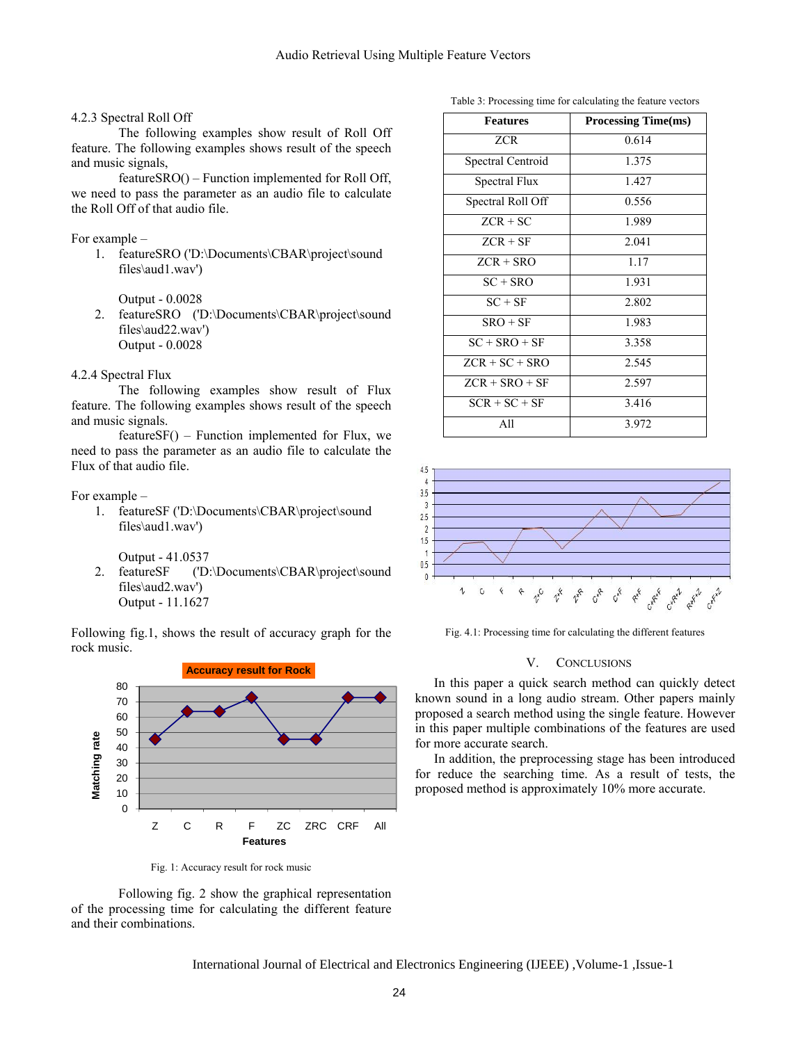### 4.2.3 Spectral Roll Off

The following examples show result of Roll Off feature. The following examples shows result of the speech and music signals,

featureSRO() – Function implemented for Roll Off, we need to pass the parameter as an audio file to calculate the Roll Off of that audio file.

For example –

1. featureSRO ('D:\Documents\CBAR\project\sound files\aud1.wav')

   Output - 0.0028
2. featureSRO ('D:\Documents\CBAR\project\sound files\aud22.wav')
   Output - 0.0028

### 4.2.4 Spectral Flux

The following examples show result of Flux feature. The following examples shows result of the speech and music signals.

featureSF() – Function implemented for Flux, we need to pass the parameter as an audio file to calculate the Flux of that audio file.

For example –

1. featureSF ('D:\Documents\CBAR\project\sound files\aud1.wav')

   Output - 41.0537
2. featureSF ('D:\Documents\CBAR\project\sound files\aud2.wav')
   Output - 11.1627

Following fig.1, shows the result of accuracy graph for the rock music.

Fig. 1: Accuracy result for rock music

Following fig. 2 show the graphical representation of the processing time for calculating the different feature and their combinations.

Table 3: Processing time for calculating the feature vectors

| Features | Processing Time(ms) |
|---|---|
| ZCR | 0.614 |
| Spectral Centroid | 1.375 |
| Spectral Flux | 1.427 |
| Spectral Roll Off | 0.556 |
| ZCR + SC | 1.989 |
| ZCR + SF | 2.041 |
| ZCR + SRO | 1.17 |
| SC + SRO | 1.931 |
| SC + SF | 2.802 |
| SRO + SF | 1.983 |
| SC + SRO + SF | 3.358 |
| ZCR + SC + SRO | 2.545 |
| ZCR + SRO + SF | 2.597 |
| SCR + SC + SF | 3.416 |
| All | 3.972 |

Fig. 4.1: Processing time for calculating the different features

## V. CONCLUSIONS

In this paper a quick search method can quickly detect known sound in a long audio stream. Other papers mainly proposed a search method using the single feature. However in this paper multiple combinations of the features are used for more accurate search.

In addition, the preprocessing stage has been introduced for reduce the searching time. As a result of tests, the proposed method is approximately 10% more accurate.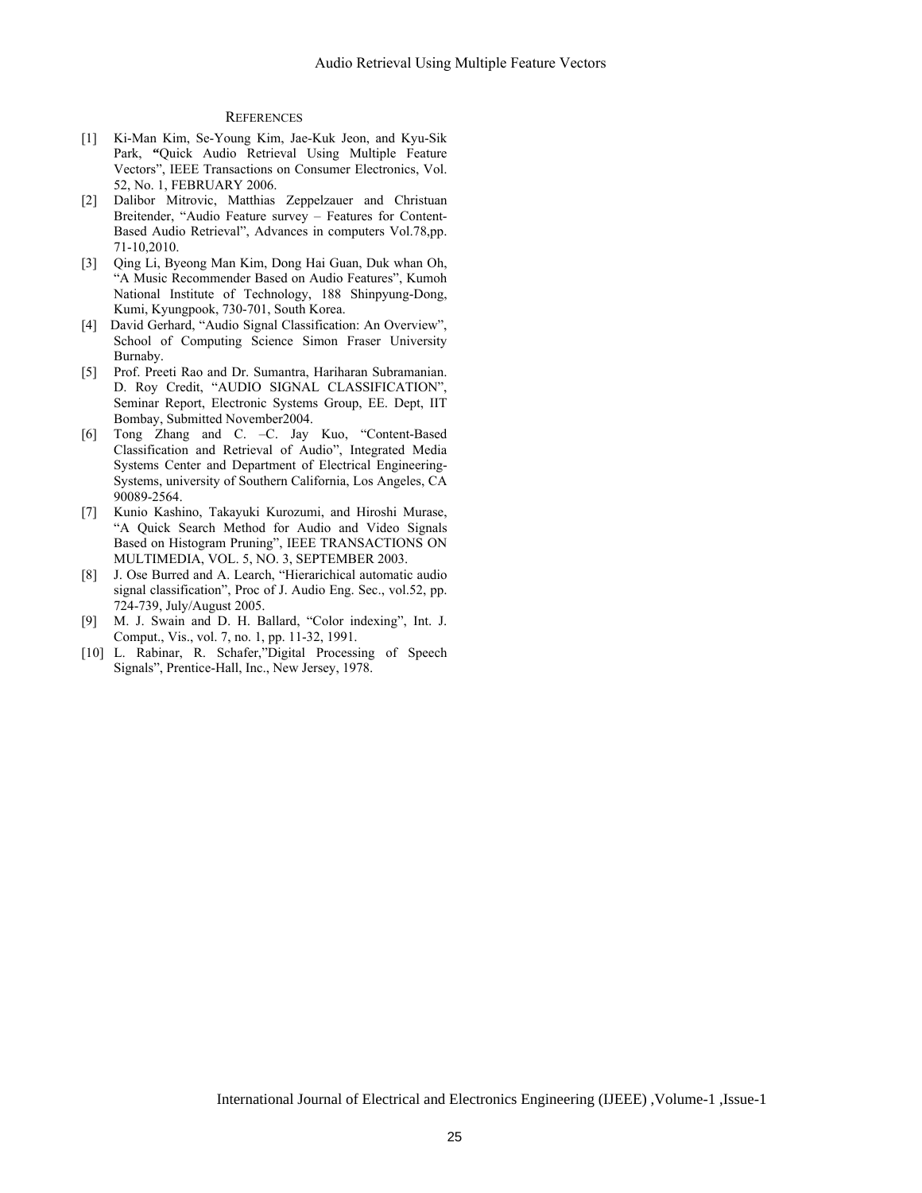## REFERENCES

[1] Ki-Man Kim, Se-Young Kim, Jae-Kuk Jeon, and Kyu-Sik Park, **"**Quick Audio Retrieval Using Multiple Feature Vectors", IEEE Transactions on Consumer Electronics, Vol. 52, No. 1, FEBRUARY 2006.

[2] Dalibor Mitrovic, Matthias Zeppelzauer and Christuan Breitender, "Audio Feature survey – Features for Content-Based Audio Retrieval", Advances in computers Vol.78,pp. 71-10,2010.

[3] Qing Li, Byeong Man Kim, Dong Hai Guan, Duk whan Oh, "A Music Recommender Based on Audio Features", Kumoh National Institute of Technology, 188 Shinpyung-Dong, Kumi, Kyungpook, 730-701, South Korea.

[4] David Gerhard, "Audio Signal Classification: An Overview", School of Computing Science Simon Fraser University Burnaby.

[5] Prof. Preeti Rao and Dr. Sumantra, Hariharan Subramanian. D. Roy Credit, "AUDIO SIGNAL CLASSIFICATION", Seminar Report, Electronic Systems Group, EE. Dept, IIT Bombay, Submitted November2004.

[6] Tong Zhang and C. –C. Jay Kuo, "Content-Based Classification and Retrieval of Audio", Integrated Media Systems Center and Department of Electrical Engineering-Systems, university of Southern California, Los Angeles, CA 90089-2564.

[7] Kunio Kashino, Takayuki Kurozumi, and Hiroshi Murase, "A Quick Search Method for Audio and Video Signals Based on Histogram Pruning", IEEE TRANSACTIONS ON MULTIMEDIA, VOL. 5, NO. 3, SEPTEMBER 2003.

[8] J. Ose Burred and A. Learch, "Hierarichical automatic audio signal classification", Proc of J. Audio Eng. Sec., vol.52, pp. 724-739, July/August 2005.

[9] M. J. Swain and D. H. Ballard, "Color indexing", Int. J. Comput., Vis., vol. 7, no. 1, pp. 11-32, 1991.

[10] L. Rabinar, R. Schafer,"Digital Processing of Speech Signals", Prentice-Hall, Inc., New Jersey, 1978.